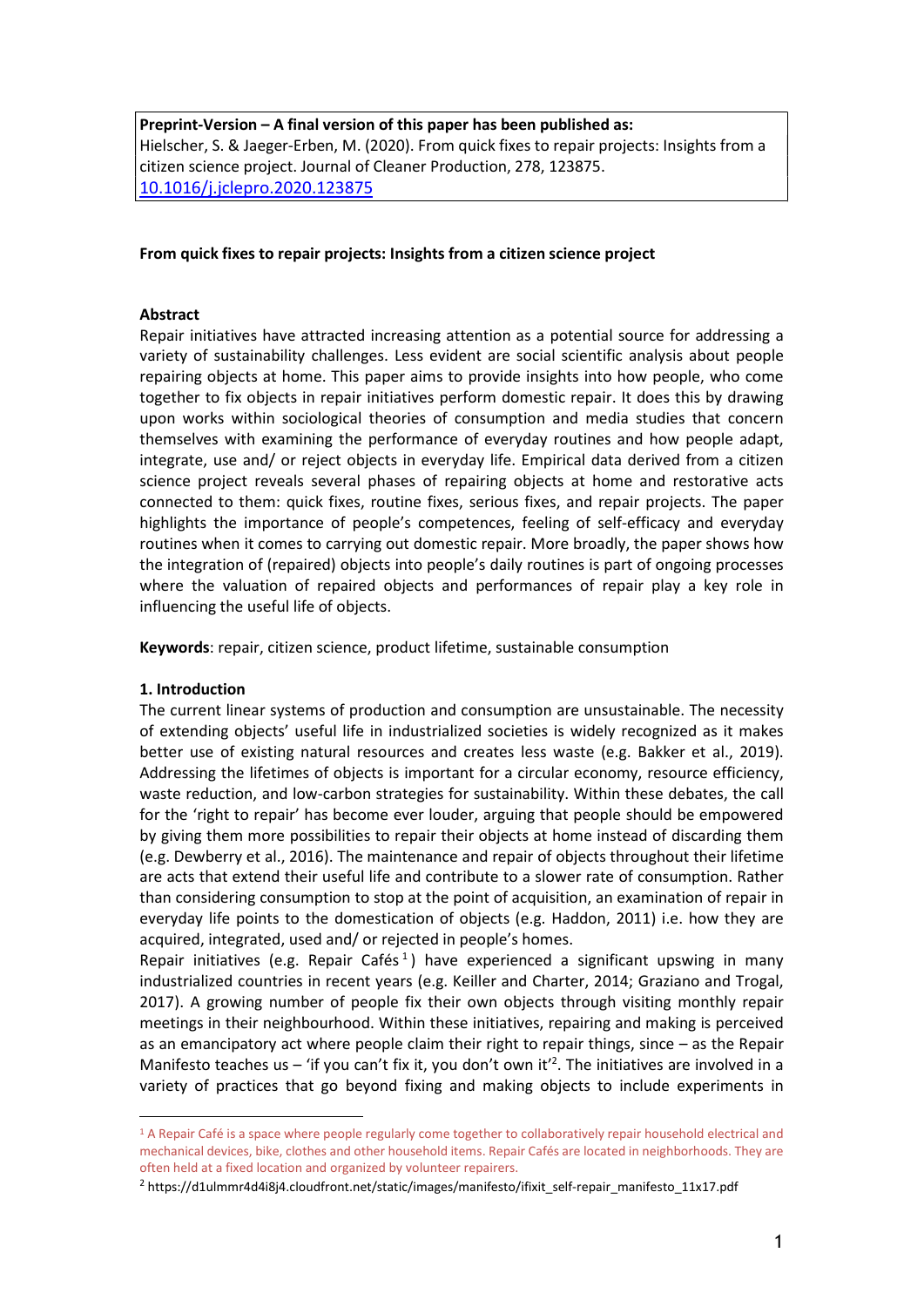**Preprint-Version – A final version of this paper has been published as:**
Hielscher, S. & Jaeger-Erben, M. (2020). From quick fixes to repair projects: Insights from a citizen science project. Journal of Cleaner Production, 278, 123875.
[10.1016/j.jclepro.2020.123875](https://doi.org/10.1016/j.jclepro.2020.123875)

**From quick fixes to repair projects: Insights from a citizen science project**

**Abstract**

Repair initiatives have attracted increasing attention as a potential source for addressing a variety of sustainability challenges. Less evident are social scientific analysis about people repairing objects at home. This paper aims to provide insights into how people, who come together to fix objects in repair initiatives perform domestic repair. It does this by drawing upon works within sociological theories of consumption and media studies that concern themselves with examining the performance of everyday routines and how people adapt, integrate, use and/ or reject objects in everyday life. Empirical data derived from a citizen science project reveals several phases of repairing objects at home and restorative acts connected to them: quick fixes, routine fixes, serious fixes, and repair projects. The paper highlights the importance of people's competences, feeling of self-efficacy and everyday routines when it comes to carrying out domestic repair. More broadly, the paper shows how the integration of (repaired) objects into people's daily routines is part of ongoing processes where the valuation of repaired objects and performances of repair play a key role in influencing the useful life of objects.

**Keywords**: repair, citizen science, product lifetime, sustainable consumption

## 1. Introduction

The current linear systems of production and consumption are unsustainable. The necessity of extending objects' useful life in industrialized societies is widely recognized as it makes better use of existing natural resources and creates less waste (e.g. Bakker et al., 2019). Addressing the lifetimes of objects is important for a circular economy, resource efficiency, waste reduction, and low-carbon strategies for sustainability. Within these debates, the call for the 'right to repair' has become ever louder, arguing that people should be empowered by giving them more possibilities to repair their objects at home instead of discarding them (e.g. Dewberry et al., 2016). The maintenance and repair of objects throughout their lifetime are acts that extend their useful life and contribute to a slower rate of consumption. Rather than considering consumption to stop at the point of acquisition, an examination of repair in everyday life points to the domestication of objects (e.g. Haddon, 2011) i.e. how they are acquired, integrated, used and/ or rejected in people's homes.

Repair initiatives (e.g. Repair Cafés[1]) have experienced a significant upswing in many industrialized countries in recent years (e.g. Keiller and Charter, 2014; Graziano and Trogal, 2017). A growing number of people fix their own objects through visiting monthly repair meetings in their neighbourhood. Within these initiatives, repairing and making is perceived as an emancipatory act where people claim their right to repair things, since – as the Repair Manifesto teaches us – 'if you can't fix it, you don't own it'[2]. The initiatives are involved in a variety of practices that go beyond fixing and making objects to include experiments in

[1] A Repair Café is a space where people regularly come together to collaboratively repair household electrical and mechanical devices, bike, clothes and other household items. Repair Cafés are located in neighborhoods. They are often held at a fixed location and organized by volunteer repairers.

[2] https://d1ulmmr4d4i8j4.cloudfront.net/static/images/manifesto/ifixit_self-repair_manifesto_11x17.pdf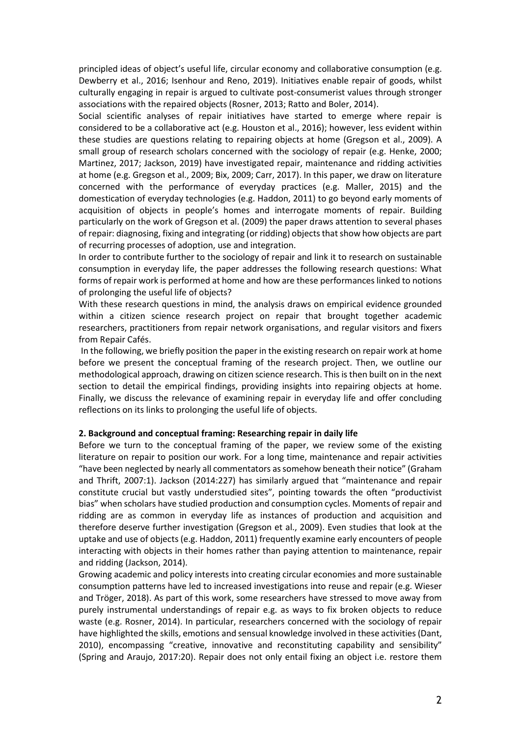principled ideas of object's useful life, circular economy and collaborative consumption (e.g. Dewberry et al., 2016; Isenhour and Reno, 2019). Initiatives enable repair of goods, whilst culturally engaging in repair is argued to cultivate post-consumerist values through stronger associations with the repaired objects (Rosner, 2013; Ratto and Boler, 2014).

Social scientific analyses of repair initiatives have started to emerge where repair is considered to be a collaborative act (e.g. Houston et al., 2016); however, less evident within these studies are questions relating to repairing objects at home (Gregson et al., 2009). A small group of research scholars concerned with the sociology of repair (e.g. Henke, 2000; Martinez, 2017; Jackson, 2019) have investigated repair, maintenance and ridding activities at home (e.g. Gregson et al., 2009; Bix, 2009; Carr, 2017). In this paper, we draw on literature concerned with the performance of everyday practices (e.g. Maller, 2015) and the domestication of everyday technologies (e.g. Haddon, 2011) to go beyond early moments of acquisition of objects in people's homes and interrogate moments of repair. Building particularly on the work of Gregson et al. (2009) the paper draws attention to several phases of repair: diagnosing, fixing and integrating (or ridding) objects that show how objects are part of recurring processes of adoption, use and integration.

In order to contribute further to the sociology of repair and link it to research on sustainable consumption in everyday life, the paper addresses the following research questions: What forms of repair work is performed at home and how are these performances linked to notions of prolonging the useful life of objects?

With these research questions in mind, the analysis draws on empirical evidence grounded within a citizen science research project on repair that brought together academic researchers, practitioners from repair network organisations, and regular visitors and fixers from Repair Cafés.

In the following, we briefly position the paper in the existing research on repair work at home before we present the conceptual framing of the research project. Then, we outline our methodological approach, drawing on citizen science research. This is then built on in the next section to detail the empirical findings, providing insights into repairing objects at home. Finally, we discuss the relevance of examining repair in everyday life and offer concluding reflections on its links to prolonging the useful life of objects.

## 2. Background and conceptual framing: Researching repair in daily life

Before we turn to the conceptual framing of the paper, we review some of the existing literature on repair to position our work. For a long time, maintenance and repair activities "have been neglected by nearly all commentators as somehow beneath their notice" (Graham and Thrift, 2007:1). Jackson (2014:227) has similarly argued that "maintenance and repair constitute crucial but vastly understudied sites", pointing towards the often "productivist bias" when scholars have studied production and consumption cycles. Moments of repair and ridding are as common in everyday life as instances of production and acquisition and therefore deserve further investigation (Gregson et al., 2009). Even studies that look at the uptake and use of objects (e.g. Haddon, 2011) frequently examine early encounters of people interacting with objects in their homes rather than paying attention to maintenance, repair and ridding (Jackson, 2014).

Growing academic and policy interests into creating circular economies and more sustainable consumption patterns have led to increased investigations into reuse and repair (e.g. Wieser and Tröger, 2018). As part of this work, some researchers have stressed to move away from purely instrumental understandings of repair e.g. as ways to fix broken objects to reduce waste (e.g. Rosner, 2014). In particular, researchers concerned with the sociology of repair have highlighted the skills, emotions and sensual knowledge involved in these activities (Dant, 2010), encompassing "creative, innovative and reconstituting capability and sensibility" (Spring and Araujo, 2017:20). Repair does not only entail fixing an object i.e. restore them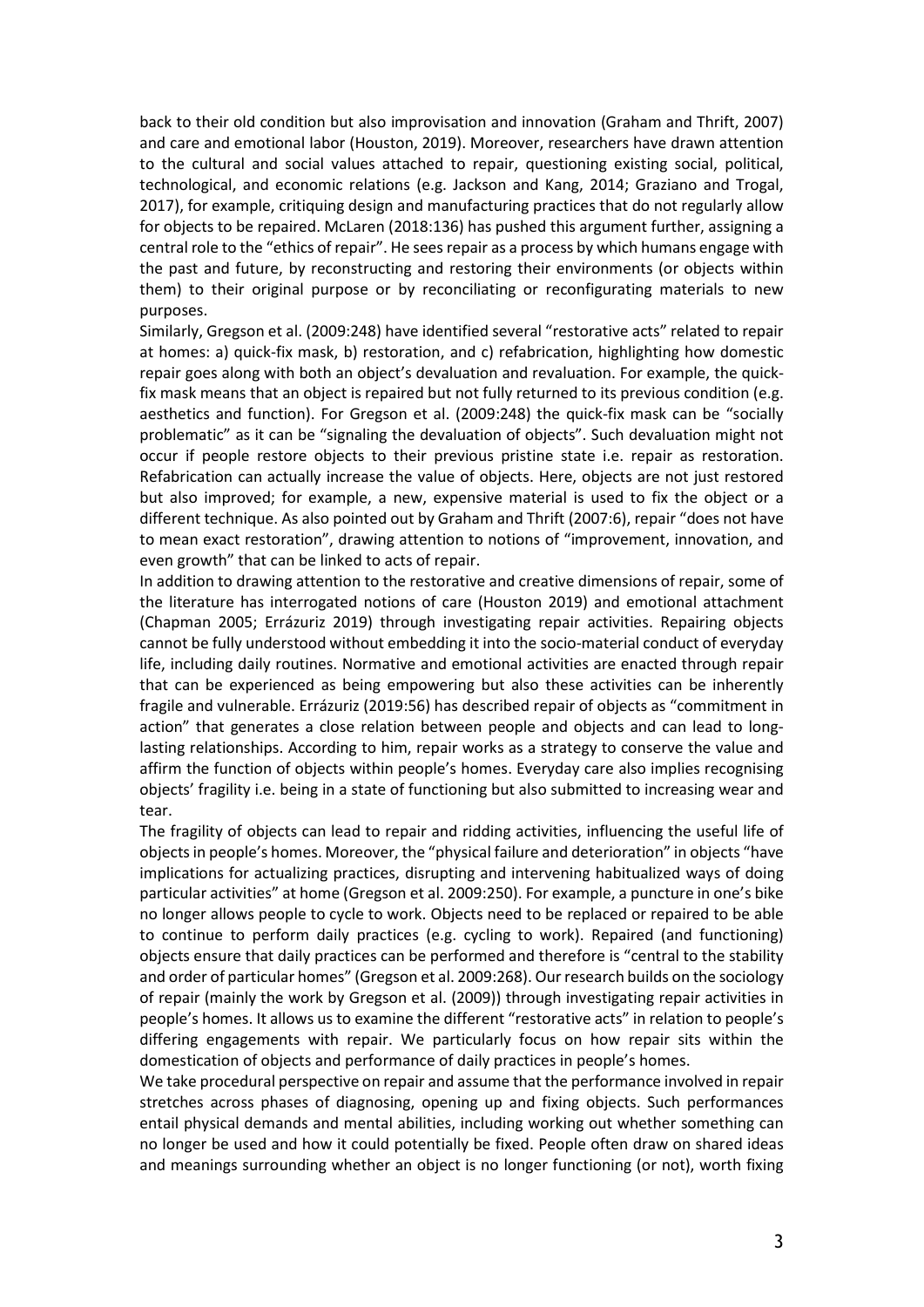back to their old condition but also improvisation and innovation (Graham and Thrift, 2007) and care and emotional labor (Houston, 2019). Moreover, researchers have drawn attention to the cultural and social values attached to repair, questioning existing social, political, technological, and economic relations (e.g. Jackson and Kang, 2014; Graziano and Trogal, 2017), for example, critiquing design and manufacturing practices that do not regularly allow for objects to be repaired. McLaren (2018:136) has pushed this argument further, assigning a central role to the "ethics of repair". He sees repair as a process by which humans engage with the past and future, by reconstructing and restoring their environments (or objects within them) to their original purpose or by reconciliating or reconfigurating materials to new purposes.

Similarly, Gregson et al. (2009:248) have identified several "restorative acts" related to repair at homes: a) quick-fix mask, b) restoration, and c) refabrication, highlighting how domestic repair goes along with both an object's devaluation and revaluation. For example, the quick-fix mask means that an object is repaired but not fully returned to its previous condition (e.g. aesthetics and function). For Gregson et al. (2009:248) the quick-fix mask can be "socially problematic" as it can be "signaling the devaluation of objects". Such devaluation might not occur if people restore objects to their previous pristine state i.e. repair as restoration. Refabrication can actually increase the value of objects. Here, objects are not just restored but also improved; for example, a new, expensive material is used to fix the object or a different technique. As also pointed out by Graham and Thrift (2007:6), repair "does not have to mean exact restoration", drawing attention to notions of "improvement, innovation, and even growth" that can be linked to acts of repair.

In addition to drawing attention to the restorative and creative dimensions of repair, some of the literature has interrogated notions of care (Houston 2019) and emotional attachment (Chapman 2005; Errázuriz 2019) through investigating repair activities. Repairing objects cannot be fully understood without embedding it into the socio-material conduct of everyday life, including daily routines. Normative and emotional activities are enacted through repair that can be experienced as being empowering but also these activities can be inherently fragile and vulnerable. Errázuriz (2019:56) has described repair of objects as "commitment in action" that generates a close relation between people and objects and can lead to long-lasting relationships. According to him, repair works as a strategy to conserve the value and affirm the function of objects within people's homes. Everyday care also implies recognising objects' fragility i.e. being in a state of functioning but also submitted to increasing wear and tear.

The fragility of objects can lead to repair and ridding activities, influencing the useful life of objects in people's homes. Moreover, the "physical failure and deterioration" in objects "have implications for actualizing practices, disrupting and intervening habitualized ways of doing particular activities" at home (Gregson et al. 2009:250). For example, a puncture in one's bike no longer allows people to cycle to work. Objects need to be replaced or repaired to be able to continue to perform daily practices (e.g. cycling to work). Repaired (and functioning) objects ensure that daily practices can be performed and therefore is "central to the stability and order of particular homes" (Gregson et al. 2009:268). Our research builds on the sociology of repair (mainly the work by Gregson et al. (2009)) through investigating repair activities in people's homes. It allows us to examine the different "restorative acts" in relation to people's differing engagements with repair. We particularly focus on how repair sits within the domestication of objects and performance of daily practices in people's homes.

We take procedural perspective on repair and assume that the performance involved in repair stretches across phases of diagnosing, opening up and fixing objects. Such performances entail physical demands and mental abilities, including working out whether something can no longer be used and how it could potentially be fixed. People often draw on shared ideas and meanings surrounding whether an object is no longer functioning (or not), worth fixing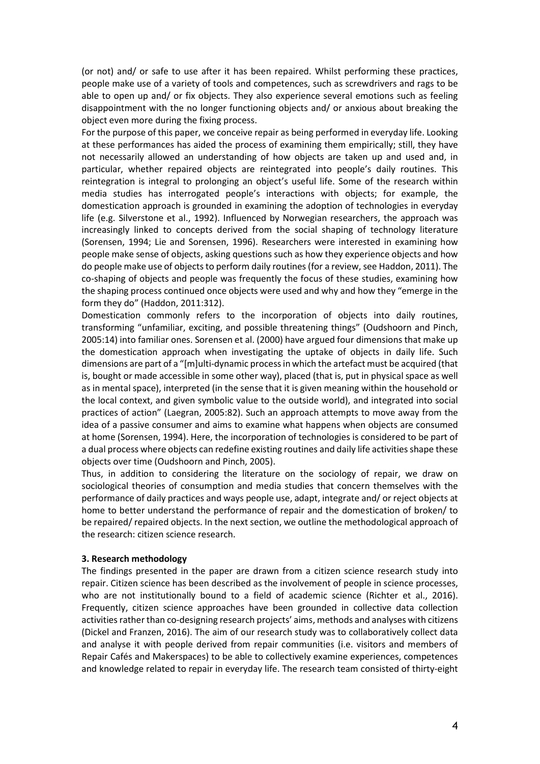(or not) and/ or safe to use after it has been repaired. Whilst performing these practices, people make use of a variety of tools and competences, such as screwdrivers and rags to be able to open up and/ or fix objects. They also experience several emotions such as feeling disappointment with the no longer functioning objects and/ or anxious about breaking the object even more during the fixing process.

For the purpose of this paper, we conceive repair as being performed in everyday life. Looking at these performances has aided the process of examining them empirically; still, they have not necessarily allowed an understanding of how objects are taken up and used and, in particular, whether repaired objects are reintegrated into people's daily routines. This reintegration is integral to prolonging an object's useful life. Some of the research within media studies has interrogated people's interactions with objects; for example, the domestication approach is grounded in examining the adoption of technologies in everyday life (e.g. Silverstone et al., 1992). Influenced by Norwegian researchers, the approach was increasingly linked to concepts derived from the social shaping of technology literature (Sorensen, 1994; Lie and Sorensen, 1996). Researchers were interested in examining how people make sense of objects, asking questions such as how they experience objects and how do people make use of objects to perform daily routines (for a review, see Haddon, 2011). The co-shaping of objects and people was frequently the focus of these studies, examining how the shaping process continued once objects were used and why and how they "emerge in the form they do" (Haddon, 2011:312).

Domestication commonly refers to the incorporation of objects into daily routines, transforming "unfamiliar, exciting, and possible threatening things" (Oudshoorn and Pinch, 2005:14) into familiar ones. Sorensen et al. (2000) have argued four dimensions that make up the domestication approach when investigating the uptake of objects in daily life. Such dimensions are part of a "[m]ulti-dynamic process in which the artefact must be acquired (that is, bought or made accessible in some other way), placed (that is, put in physical space as well as in mental space), interpreted (in the sense that it is given meaning within the household or the local context, and given symbolic value to the outside world), and integrated into social practices of action" (Laegran, 2005:82). Such an approach attempts to move away from the idea of a passive consumer and aims to examine what happens when objects are consumed at home (Sorensen, 1994). Here, the incorporation of technologies is considered to be part of a dual process where objects can redefine existing routines and daily life activities shape these objects over time (Oudshoorn and Pinch, 2005).

Thus, in addition to considering the literature on the sociology of repair, we draw on sociological theories of consumption and media studies that concern themselves with the performance of daily practices and ways people use, adapt, integrate and/ or reject objects at home to better understand the performance of repair and the domestication of broken/ to be repaired/ repaired objects. In the next section, we outline the methodological approach of the research: citizen science research.

## 3. Research methodology

The findings presented in the paper are drawn from a citizen science research study into repair. Citizen science has been described as the involvement of people in science processes, who are not institutionally bound to a field of academic science (Richter et al., 2016). Frequently, citizen science approaches have been grounded in collective data collection activities rather than co-designing research projects' aims, methods and analyses with citizens (Dickel and Franzen, 2016). The aim of our research study was to collaboratively collect data and analyse it with people derived from repair communities (i.e. visitors and members of Repair Cafés and Makerspaces) to be able to collectively examine experiences, competences and knowledge related to repair in everyday life. The research team consisted of thirty-eight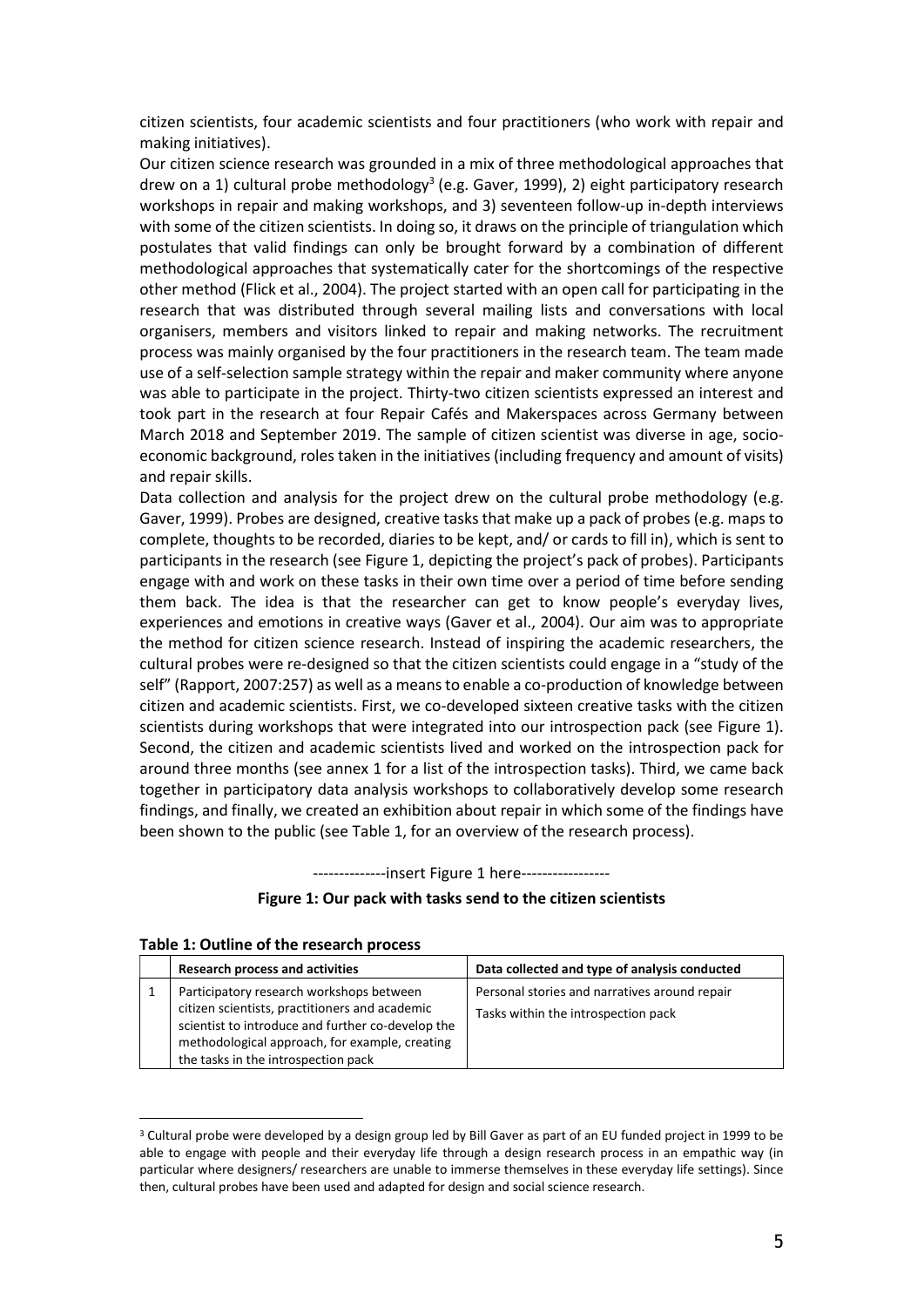citizen scientists, four academic scientists and four practitioners (who work with repair and making initiatives).

Our citizen science research was grounded in a mix of three methodological approaches that drew on a 1) cultural probe methodology[3] (e.g. Gaver, 1999), 2) eight participatory research workshops in repair and making workshops, and 3) seventeen follow-up in-depth interviews with some of the citizen scientists. In doing so, it draws on the principle of triangulation which postulates that valid findings can only be brought forward by a combination of different methodological approaches that systematically cater for the shortcomings of the respective other method (Flick et al., 2004). The project started with an open call for participating in the research that was distributed through several mailing lists and conversations with local organisers, members and visitors linked to repair and making networks. The recruitment process was mainly organised by the four practitioners in the research team. The team made use of a self-selection sample strategy within the repair and maker community where anyone was able to participate in the project. Thirty-two citizen scientists expressed an interest and took part in the research at four Repair Cafés and Makerspaces across Germany between March 2018 and September 2019. The sample of citizen scientist was diverse in age, socio-economic background, roles taken in the initiatives (including frequency and amount of visits) and repair skills.

Data collection and analysis for the project drew on the cultural probe methodology (e.g. Gaver, 1999). Probes are designed, creative tasks that make up a pack of probes (e.g. maps to complete, thoughts to be recorded, diaries to be kept, and/ or cards to fill in), which is sent to participants in the research (see Figure 1, depicting the project's pack of probes). Participants engage with and work on these tasks in their own time over a period of time before sending them back. The idea is that the researcher can get to know people's everyday lives, experiences and emotions in creative ways (Gaver et al., 2004). Our aim was to appropriate the method for citizen science research. Instead of inspiring the academic researchers, the cultural probes were re-designed so that the citizen scientists could engage in a "study of the self" (Rapport, 2007:257) as well as a means to enable a co-production of knowledge between citizen and academic scientists. First, we co-developed sixteen creative tasks with the citizen scientists during workshops that were integrated into our introspection pack (see Figure 1). Second, the citizen and academic scientists lived and worked on the introspection pack for around three months (see annex 1 for a list of the introspection tasks). Third, we came back together in participatory data analysis workshops to collaboratively develop some research findings, and finally, we created an exhibition about repair in which some of the findings have been shown to the public (see Table 1, for an overview of the research process).

--------------insert Figure 1 here-----------------

**Figure 1: Our pack with tasks send to the citizen scientists**

**Table 1: Outline of the research process**

| | Research process and activities | Data collected and type of analysis conducted |
|---|---|---|
| 1 | Participatory research workshops between citizen scientists, practitioners and academic scientist to introduce and further co-develop the methodological approach, for example, creating the tasks in the introspection pack | Personal stories and narratives around repair<br>Tasks within the introspection pack |

[3] Cultural probe were developed by a design group led by Bill Gaver as part of an EU funded project in 1999 to be able to engage with people and their everyday life through a design research process in an empathic way (in particular where designers/ researchers are unable to immerse themselves in these everyday life settings). Since then, cultural probes have been used and adapted for design and social science research.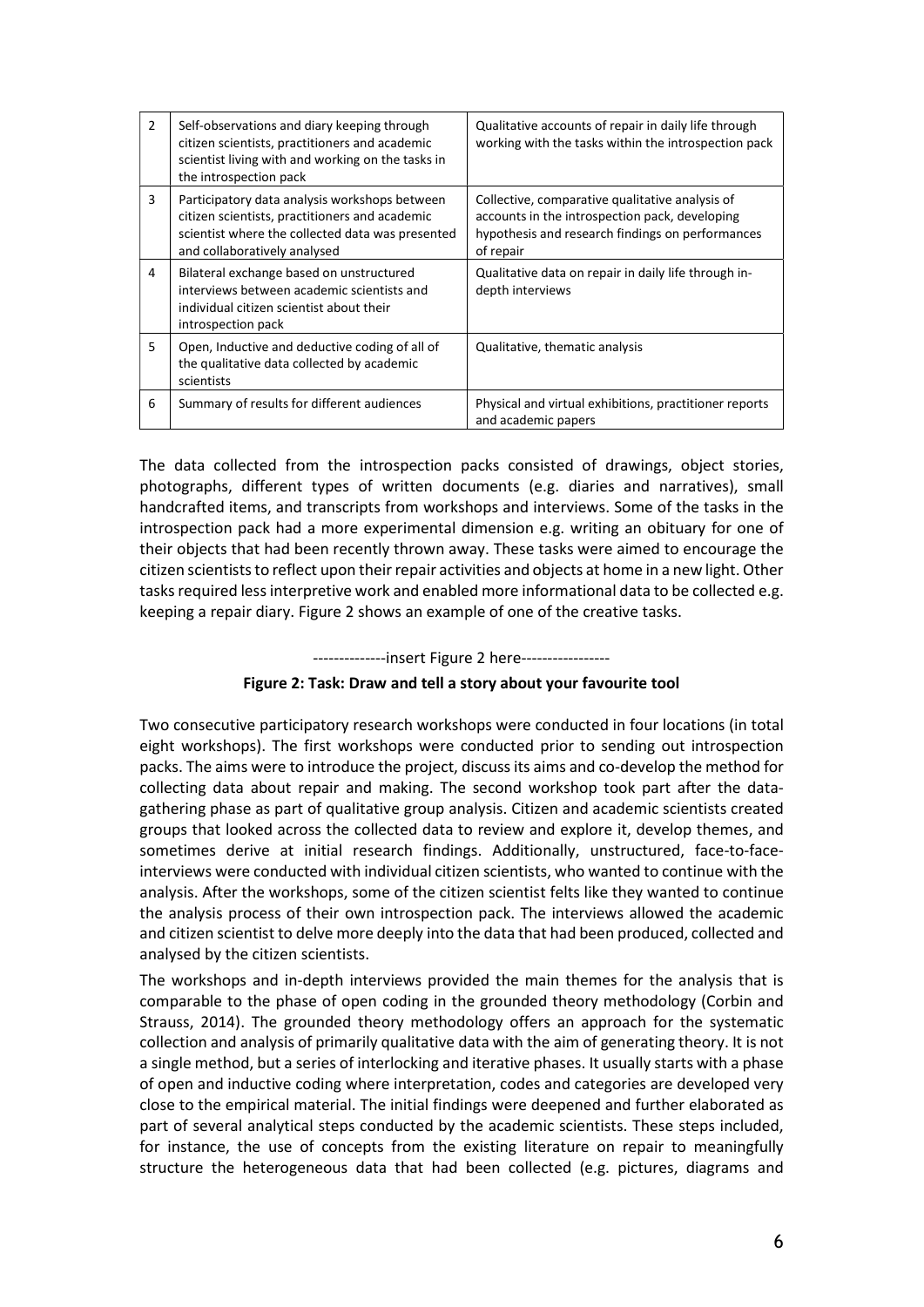| | | |
|---|---|---|
| 2 | Self-observations and diary keeping through citizen scientists, practitioners and academic scientist living with and working on the tasks in the introspection pack | Qualitative accounts of repair in daily life through working with the tasks within the introspection pack |
| 3 | Participatory data analysis workshops between citizen scientists, practitioners and academic scientist where the collected data was presented and collaboratively analysed | Collective, comparative qualitative analysis of accounts in the introspection pack, developing hypothesis and research findings on performances of repair |
| 4 | Bilateral exchange based on unstructured interviews between academic scientists and individual citizen scientist about their introspection pack | Qualitative data on repair in daily life through in-depth interviews |
| 5 | Open, Inductive and deductive coding of all of the qualitative data collected by academic scientists | Qualitative, thematic analysis |
| 6 | Summary of results for different audiences | Physical and virtual exhibitions, practitioner reports and academic papers |

The data collected from the introspection packs consisted of drawings, object stories, photographs, different types of written documents (e.g. diaries and narratives), small handcrafted items, and transcripts from workshops and interviews. Some of the tasks in the introspection pack had a more experimental dimension e.g. writing an obituary for one of their objects that had been recently thrown away. These tasks were aimed to encourage the citizen scientists to reflect upon their repair activities and objects at home in a new light. Other tasks required less interpretive work and enabled more informational data to be collected e.g. keeping a repair diary. Figure 2 shows an example of one of the creative tasks.

--------------insert Figure 2 here-----------------

**Figure 2: Task: Draw and tell a story about your favourite tool**

Two consecutive participatory research workshops were conducted in four locations (in total eight workshops). The first workshops were conducted prior to sending out introspection packs. The aims were to introduce the project, discuss its aims and co-develop the method for collecting data about repair and making. The second workshop took part after the data-gathering phase as part of qualitative group analysis. Citizen and academic scientists created groups that looked across the collected data to review and explore it, develop themes, and sometimes derive at initial research findings. Additionally, unstructured, face-to-face-interviews were conducted with individual citizen scientists, who wanted to continue with the analysis. After the workshops, some of the citizen scientist felts like they wanted to continue the analysis process of their own introspection pack. The interviews allowed the academic and citizen scientist to delve more deeply into the data that had been produced, collected and analysed by the citizen scientists.

The workshops and in-depth interviews provided the main themes for the analysis that is comparable to the phase of open coding in the grounded theory methodology (Corbin and Strauss, 2014). The grounded theory methodology offers an approach for the systematic collection and analysis of primarily qualitative data with the aim of generating theory. It is not a single method, but a series of interlocking and iterative phases. It usually starts with a phase of open and inductive coding where interpretation, codes and categories are developed very close to the empirical material. The initial findings were deepened and further elaborated as part of several analytical steps conducted by the academic scientists. These steps included, for instance, the use of concepts from the existing literature on repair to meaningfully structure the heterogeneous data that had been collected (e.g. pictures, diagrams and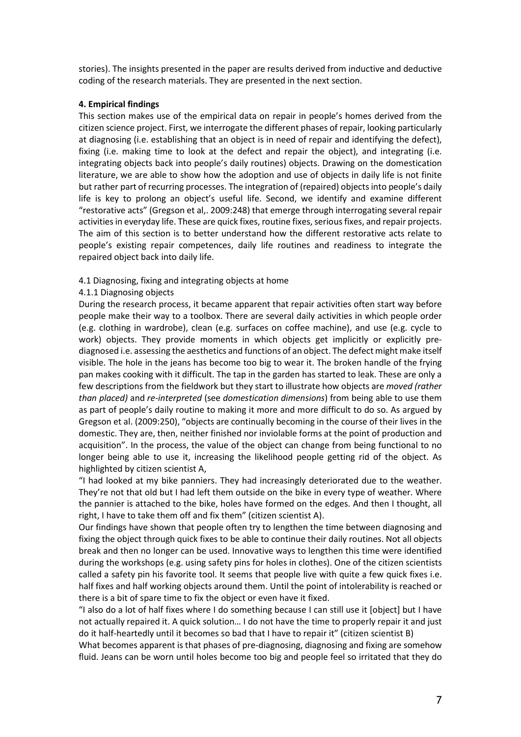stories). The insights presented in the paper are results derived from inductive and deductive coding of the research materials. They are presented in the next section.

**4. Empirical findings**

This section makes use of the empirical data on repair in people's homes derived from the citizen science project. First, we interrogate the different phases of repair, looking particularly at diagnosing (i.e. establishing that an object is in need of repair and identifying the defect), fixing (i.e. making time to look at the defect and repair the object), and integrating (i.e. integrating objects back into people's daily routines) objects. Drawing on the domestication literature, we are able to show how the adoption and use of objects in daily life is not finite but rather part of recurring processes. The integration of (repaired) objects into people's daily life is key to prolong an object's useful life. Second, we identify and examine different "restorative acts" (Gregson et al,. 2009:248) that emerge through interrogating several repair activities in everyday life. These are quick fixes, routine fixes, serious fixes, and repair projects. The aim of this section is to better understand how the different restorative acts relate to people's existing repair competences, daily life routines and readiness to integrate the repaired object back into daily life.

4.1 Diagnosing, fixing and integrating objects at home

4.1.1 Diagnosing objects

During the research process, it became apparent that repair activities often start way before people make their way to a toolbox. There are several daily activities in which people order (e.g. clothing in wardrobe), clean (e.g. surfaces on coffee machine), and use (e.g. cycle to work) objects. They provide moments in which objects get implicitly or explicitly pre-diagnosed i.e. assessing the aesthetics and functions of an object. The defect might make itself visible. The hole in the jeans has become too big to wear it. The broken handle of the frying pan makes cooking with it difficult. The tap in the garden has started to leak. These are only a few descriptions from the fieldwork but they start to illustrate how objects are *moved (rather than placed)* and *re-interpreted* (see *domestication dimensions*) from being able to use them as part of people's daily routine to making it more and more difficult to do so. As argued by Gregson et al. (2009:250), "objects are continually becoming in the course of their lives in the domestic. They are, then, neither finished nor inviolable forms at the point of production and acquisition". In the process, the value of the object can change from being functional to no longer being able to use it, increasing the likelihood people getting rid of the object. As highlighted by citizen scientist A,

"I had looked at my bike panniers. They had increasingly deteriorated due to the weather. They're not that old but I had left them outside on the bike in every type of weather. Where the pannier is attached to the bike, holes have formed on the edges. And then I thought, all right, I have to take them off and fix them" (citizen scientist A).

Our findings have shown that people often try to lengthen the time between diagnosing and fixing the object through quick fixes to be able to continue their daily routines. Not all objects break and then no longer can be used. Innovative ways to lengthen this time were identified during the workshops (e.g. using safety pins for holes in clothes). One of the citizen scientists called a safety pin his favorite tool. It seems that people live with quite a few quick fixes i.e. half fixes and half working objects around them. Until the point of intolerability is reached or there is a bit of spare time to fix the object or even have it fixed.

"I also do a lot of half fixes where I do something because I can still use it [object] but I have not actually repaired it. A quick solution… I do not have the time to properly repair it and just do it half-heartedly until it becomes so bad that I have to repair it" (citizen scientist B)

What becomes apparent is that phases of pre-diagnosing, diagnosing and fixing are somehow fluid. Jeans can be worn until holes become too big and people feel so irritated that they do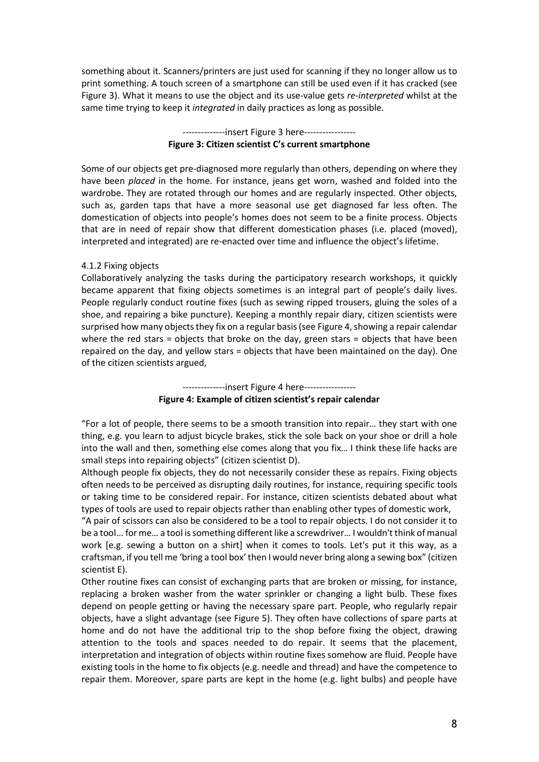something about it. Scanners/printers are just used for scanning if they no longer allow us to print something. A touch screen of a smartphone can still be used even if it has cracked (see Figure 3). What it means to use the object and its use-value gets *re-interpreted* whilst at the same time trying to keep it *integrated* in daily practices as long as possible.

--------------insert Figure 3 here-----------------

**Figure 3: Citizen scientist C's current smartphone**

Some of our objects get pre-diagnosed more regularly than others, depending on where they have been *placed* in the home. For instance, jeans get worn, washed and folded into the wardrobe. They are rotated through our homes and are regularly inspected. Other objects, such as, garden taps that have a more seasonal use get diagnosed far less often. The domestication of objects into people's homes does not seem to be a finite process. Objects that are in need of repair show that different domestication phases (i.e. placed (moved), interpreted and integrated) are re-enacted over time and influence the object's lifetime.

#### 4.1.2 Fixing objects

Collaboratively analyzing the tasks during the participatory research workshops, it quickly became apparent that fixing objects sometimes is an integral part of people's daily lives. People regularly conduct routine fixes (such as sewing ripped trousers, gluing the soles of a shoe, and repairing a bike puncture). Keeping a monthly repair diary, citizen scientists were surprised how many objects they fix on a regular basis (see Figure 4, showing a repair calendar where the red stars = objects that broke on the day, green stars = objects that have been repaired on the day, and yellow stars = objects that have been maintained on the day). One of the citizen scientists argued,

--------------insert Figure 4 here-----------------

**Figure 4: Example of citizen scientist's repair calendar**

"For a lot of people, there seems to be a smooth transition into repair… they start with one thing, e.g. you learn to adjust bicycle brakes, stick the sole back on your shoe or drill a hole into the wall and then, something else comes along that you fix… I think these life hacks are small steps into repairing objects" (citizen scientist D).

Although people fix objects, they do not necessarily consider these as repairs. Fixing objects often needs to be perceived as disrupting daily routines, for instance, requiring specific tools or taking time to be considered repair. For instance, citizen scientists debated about what types of tools are used to repair objects rather than enabling other types of domestic work,

"A pair of scissors can also be considered to be a tool to repair objects. I do not consider it to be a tool... for me… a tool is something different like a screwdriver… I wouldn't think of manual work [e.g. sewing a button on a shirt] when it comes to tools. Let's put it this way, as a craftsman, if you tell me 'bring a tool box' then I would never bring along a sewing box" (citizen scientist E).

Other routine fixes can consist of exchanging parts that are broken or missing, for instance, replacing a broken washer from the water sprinkler or changing a light bulb. These fixes depend on people getting or having the necessary spare part. People, who regularly repair objects, have a slight advantage (see Figure 5). They often have collections of spare parts at home and do not have the additional trip to the shop before fixing the object, drawing attention to the tools and spaces needed to do repair. It seems that the placement, interpretation and integration of objects within routine fixes somehow are fluid. People have existing tools in the home to fix objects (e.g. needle and thread) and have the competence to repair them. Moreover, spare parts are kept in the home (e.g. light bulbs) and people have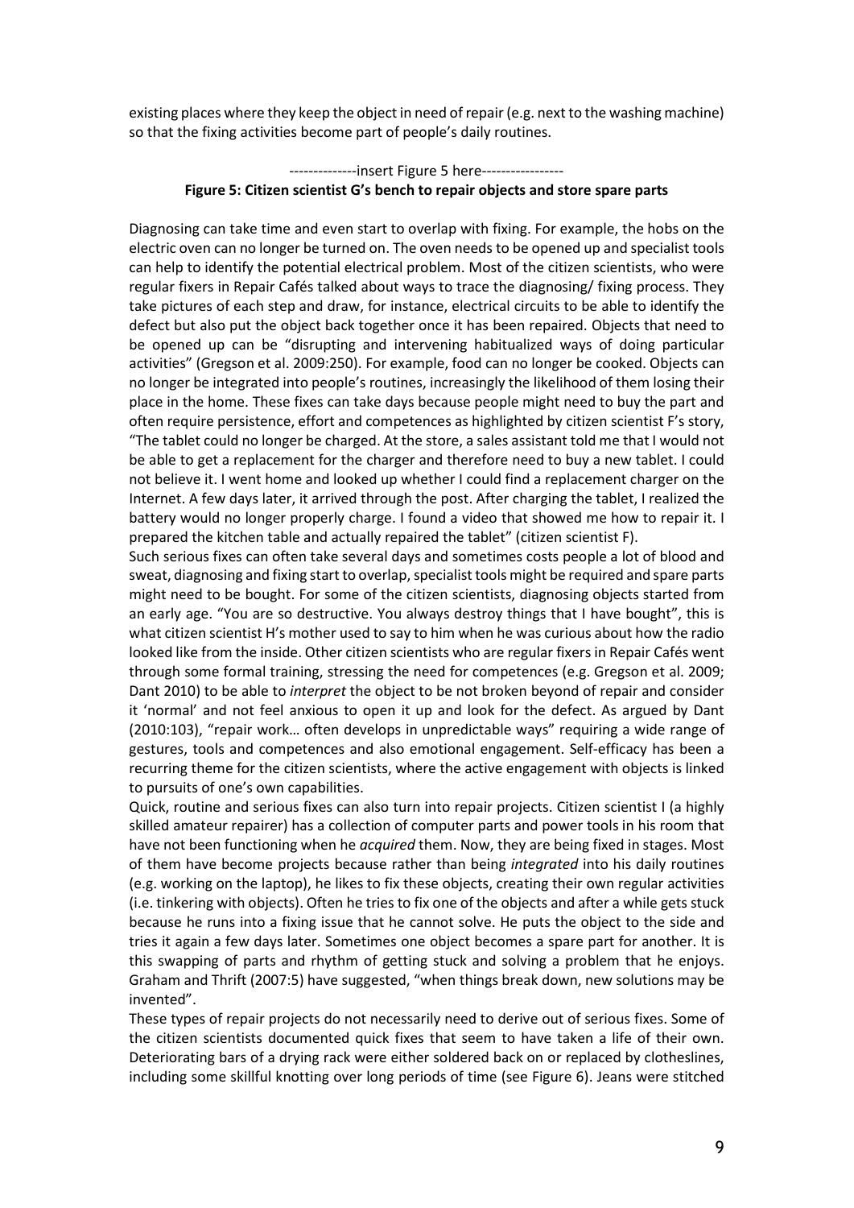existing places where they keep the object in need of repair (e.g. next to the washing machine) so that the fixing activities become part of people's daily routines.

--------------insert Figure 5 here-----------------

**Figure 5: Citizen scientist G's bench to repair objects and store spare parts**

Diagnosing can take time and even start to overlap with fixing. For example, the hobs on the electric oven can no longer be turned on. The oven needs to be opened up and specialist tools can help to identify the potential electrical problem. Most of the citizen scientists, who were regular fixers in Repair Cafés talked about ways to trace the diagnosing/ fixing process. They take pictures of each step and draw, for instance, electrical circuits to be able to identify the defect but also put the object back together once it has been repaired. Objects that need to be opened up can be "disrupting and intervening habitualized ways of doing particular activities" (Gregson et al. 2009:250). For example, food can no longer be cooked. Objects can no longer be integrated into people's routines, increasingly the likelihood of them losing their place in the home. These fixes can take days because people might need to buy the part and often require persistence, effort and competences as highlighted by citizen scientist F's story, "The tablet could no longer be charged. At the store, a sales assistant told me that I would not be able to get a replacement for the charger and therefore need to buy a new tablet. I could not believe it. I went home and looked up whether I could find a replacement charger on the Internet. A few days later, it arrived through the post. After charging the tablet, I realized the battery would no longer properly charge. I found a video that showed me how to repair it. I prepared the kitchen table and actually repaired the tablet" (citizen scientist F).

Such serious fixes can often take several days and sometimes costs people a lot of blood and sweat, diagnosing and fixing start to overlap, specialist tools might be required and spare parts might need to be bought. For some of the citizen scientists, diagnosing objects started from an early age. "You are so destructive. You always destroy things that I have bought", this is what citizen scientist H's mother used to say to him when he was curious about how the radio looked like from the inside. Other citizen scientists who are regular fixers in Repair Cafés went through some formal training, stressing the need for competences (e.g. Gregson et al. 2009; Dant 2010) to be able to *interpret* the object to be not broken beyond of repair and consider it 'normal' and not feel anxious to open it up and look for the defect. As argued by Dant (2010:103), "repair work… often develops in unpredictable ways" requiring a wide range of gestures, tools and competences and also emotional engagement. Self-efficacy has been a recurring theme for the citizen scientists, where the active engagement with objects is linked to pursuits of one's own capabilities.

Quick, routine and serious fixes can also turn into repair projects. Citizen scientist I (a highly skilled amateur repairer) has a collection of computer parts and power tools in his room that have not been functioning when he *acquired* them. Now, they are being fixed in stages. Most of them have become projects because rather than being *integrated* into his daily routines (e.g. working on the laptop), he likes to fix these objects, creating their own regular activities (i.e. tinkering with objects). Often he tries to fix one of the objects and after a while gets stuck because he runs into a fixing issue that he cannot solve. He puts the object to the side and tries it again a few days later. Sometimes one object becomes a spare part for another. It is this swapping of parts and rhythm of getting stuck and solving a problem that he enjoys. Graham and Thrift (2007:5) have suggested, "when things break down, new solutions may be invented".

These types of repair projects do not necessarily need to derive out of serious fixes. Some of the citizen scientists documented quick fixes that seem to have taken a life of their own. Deteriorating bars of a drying rack were either soldered back on or replaced by clotheslines, including some skillful knotting over long periods of time (see Figure 6). Jeans were stitched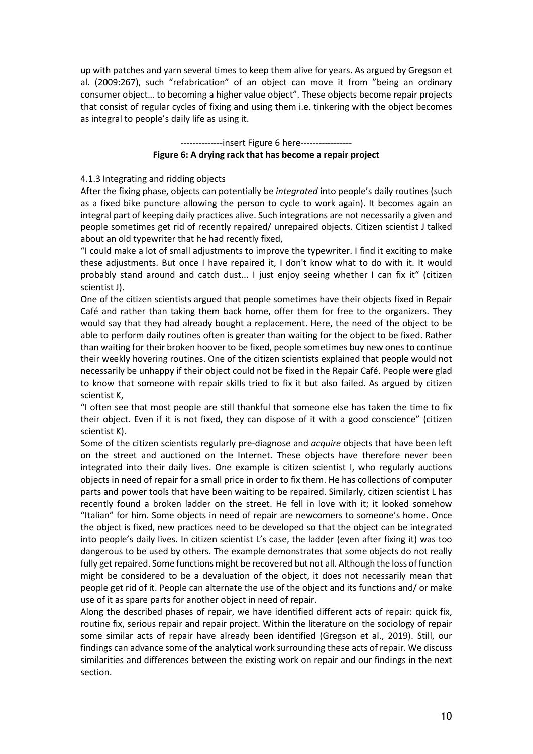up with patches and yarn several times to keep them alive for years. As argued by Gregson et al. (2009:267), such "refabrication" of an object can move it from "being an ordinary consumer object… to becoming a higher value object". These objects become repair projects that consist of regular cycles of fixing and using them i.e. tinkering with the object becomes as integral to people's daily life as using it.

--------------insert Figure 6 here-----------------

**Figure 6: A drying rack that has become a repair project**

4.1.3 Integrating and ridding objects

After the fixing phase, objects can potentially be *integrated* into people's daily routines (such as a fixed bike puncture allowing the person to cycle to work again). It becomes again an integral part of keeping daily practices alive. Such integrations are not necessarily a given and people sometimes get rid of recently repaired/ unrepaired objects. Citizen scientist J talked about an old typewriter that he had recently fixed,

"I could make a lot of small adjustments to improve the typewriter. I find it exciting to make these adjustments. But once I have repaired it, I don't know what to do with it. It would probably stand around and catch dust... I just enjoy seeing whether I can fix it" (citizen scientist J).

One of the citizen scientists argued that people sometimes have their objects fixed in Repair Café and rather than taking them back home, offer them for free to the organizers. They would say that they had already bought a replacement. Here, the need of the object to be able to perform daily routines often is greater than waiting for the object to be fixed. Rather than waiting for their broken hoover to be fixed, people sometimes buy new ones to continue their weekly hovering routines. One of the citizen scientists explained that people would not necessarily be unhappy if their object could not be fixed in the Repair Café. People were glad to know that someone with repair skills tried to fix it but also failed. As argued by citizen scientist K,

"I often see that most people are still thankful that someone else has taken the time to fix their object. Even if it is not fixed, they can dispose of it with a good conscience" (citizen scientist K).

Some of the citizen scientists regularly pre-diagnose and *acquire* objects that have been left on the street and auctioned on the Internet. These objects have therefore never been integrated into their daily lives. One example is citizen scientist I, who regularly auctions objects in need of repair for a small price in order to fix them. He has collections of computer parts and power tools that have been waiting to be repaired. Similarly, citizen scientist L has recently found a broken ladder on the street. He fell in love with it; it looked somehow "Italian" for him. Some objects in need of repair are newcomers to someone's home. Once the object is fixed, new practices need to be developed so that the object can be integrated into people's daily lives. In citizen scientist L's case, the ladder (even after fixing it) was too dangerous to be used by others. The example demonstrates that some objects do not really fully get repaired. Some functions might be recovered but not all. Although the loss of function might be considered to be a devaluation of the object, it does not necessarily mean that people get rid of it. People can alternate the use of the object and its functions and/ or make use of it as spare parts for another object in need of repair.

Along the described phases of repair, we have identified different acts of repair: quick fix, routine fix, serious repair and repair project. Within the literature on the sociology of repair some similar acts of repair have already been identified (Gregson et al., 2019). Still, our findings can advance some of the analytical work surrounding these acts of repair. We discuss similarities and differences between the existing work on repair and our findings in the next section.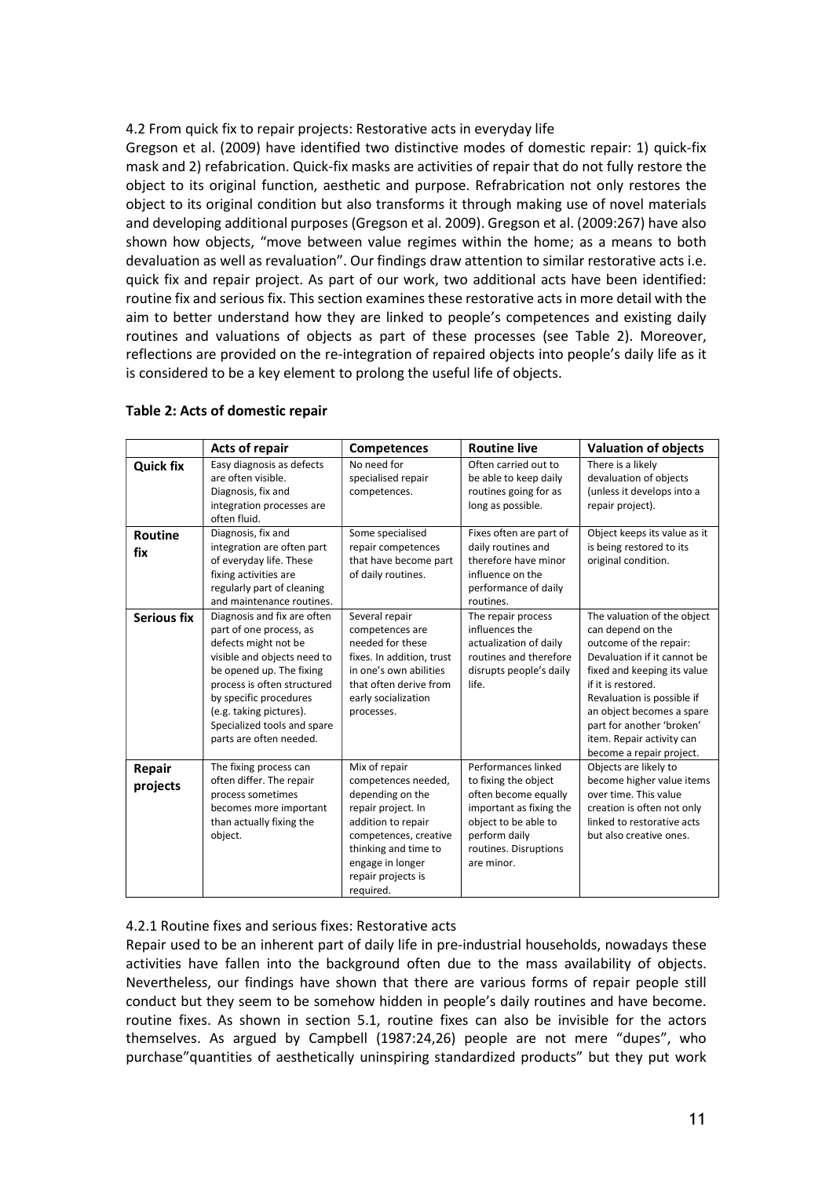### 4.2 From quick fix to repair projects: Restorative acts in everyday life

Gregson et al. (2009) have identified two distinctive modes of domestic repair: 1) quick-fix mask and 2) refabrication. Quick-fix masks are activities of repair that do not fully restore the object to its original function, aesthetic and purpose. Refrabrication not only restores the object to its original condition but also transforms it through making use of novel materials and developing additional purposes (Gregson et al. 2009). Gregson et al. (2009:267) have also shown how objects, "move between value regimes within the home; as a means to both devaluation as well as revaluation". Our findings draw attention to similar restorative acts i.e. quick fix and repair project. As part of our work, two additional acts have been identified: routine fix and serious fix. This section examines these restorative acts in more detail with the aim to better understand how they are linked to people's competences and existing daily routines and valuations of objects as part of these processes (see Table 2). Moreover, reflections are provided on the re-integration of repaired objects into people's daily life as it is considered to be a key element to prolong the useful life of objects.

**Table 2: Acts of domestic repair**

| | Acts of repair | Competences | Routine live | Valuation of objects |
|---|---|---|---|---|
| **Quick fix** | Easy diagnosis as defects are often visible. Diagnosis, fix and integration processes are often fluid. | No need for specialised repair competences. | Often carried out to be able to keep daily routines going for as long as possible. | There is a likely devaluation of objects (unless it develops into a repair project). |
| **Routine fix** | Diagnosis, fix and integration are often part of everyday life. These fixing activities are regularly part of cleaning and maintenance routines. | Some specialised repair competences that have become part of daily routines. | Fixes often are part of daily routines and therefore have minor influence on the performance of daily routines. | Object keeps its value as it is being restored to its original condition. |
| **Serious fix** | Diagnosis and fix are often part of one process, as defects might not be visible and objects need to be opened up. The fixing process is often structured by specific procedures (e.g. taking pictures). Specialized tools and spare parts are often needed. | Several repair competences are needed for these fixes. In addition, trust in one's own abilities that often derive from early socialization processes. | The repair process influences the actualization of daily routines and therefore disrupts people's daily life. | The valuation of the object can depend on the outcome of the repair: Devaluation if it cannot be fixed and keeping its value if it is restored. Revaluation is possible if an object becomes a spare part for another 'broken' item. Repair activity can become a repair project. |
| **Repair projects** | The fixing process can often differ. The repair process sometimes becomes more important than actually fixing the object. | Mix of repair competences needed, depending on the repair project. In addition to repair competences, creative thinking and time to engage in longer repair projects is required. | Performances linked to fixing the object often become equally important as fixing the object to be able to perform daily routines. Disruptions are minor. | Objects are likely to become higher value items over time. This value creation is often not only linked to restorative acts but also creative ones. |

#### 4.2.1 Routine fixes and serious fixes: Restorative acts

Repair used to be an inherent part of daily life in pre-industrial households, nowadays these activities have fallen into the background often due to the mass availability of objects. Nevertheless, our findings have shown that there are various forms of repair people still conduct but they seem to be somehow hidden in people's daily routines and have become. routine fixes. As shown in section 5.1, routine fixes can also be invisible for the actors themselves. As argued by Campbell (1987:24,26) people are not mere "dupes", who purchase"quantities of aesthetically uninspiring standardized products" but they put work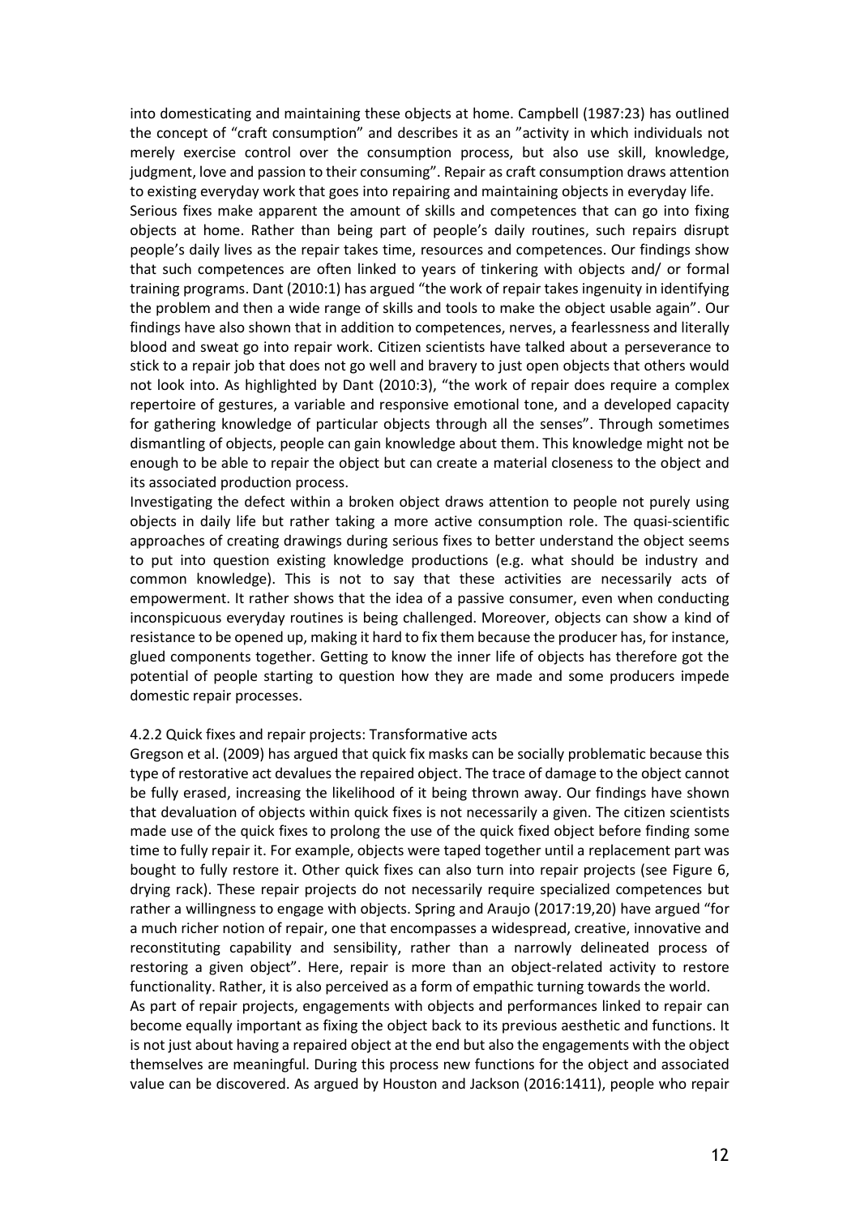into domesticating and maintaining these objects at home. Campbell (1987:23) has outlined the concept of "craft consumption" and describes it as an "activity in which individuals not merely exercise control over the consumption process, but also use skill, knowledge, judgment, love and passion to their consuming". Repair as craft consumption draws attention to existing everyday work that goes into repairing and maintaining objects in everyday life.

Serious fixes make apparent the amount of skills and competences that can go into fixing objects at home. Rather than being part of people's daily routines, such repairs disrupt people's daily lives as the repair takes time, resources and competences. Our findings show that such competences are often linked to years of tinkering with objects and/ or formal training programs. Dant (2010:1) has argued "the work of repair takes ingenuity in identifying the problem and then a wide range of skills and tools to make the object usable again". Our findings have also shown that in addition to competences, nerves, a fearlessness and literally blood and sweat go into repair work. Citizen scientists have talked about a perseverance to stick to a repair job that does not go well and bravery to just open objects that others would not look into. As highlighted by Dant (2010:3), "the work of repair does require a complex repertoire of gestures, a variable and responsive emotional tone, and a developed capacity for gathering knowledge of particular objects through all the senses". Through sometimes dismantling of objects, people can gain knowledge about them. This knowledge might not be enough to be able to repair the object but can create a material closeness to the object and its associated production process.

Investigating the defect within a broken object draws attention to people not purely using objects in daily life but rather taking a more active consumption role. The quasi-scientific approaches of creating drawings during serious fixes to better understand the object seems to put into question existing knowledge productions (e.g. what should be industry and common knowledge). This is not to say that these activities are necessarily acts of empowerment. It rather shows that the idea of a passive consumer, even when conducting inconspicuous everyday routines is being challenged. Moreover, objects can show a kind of resistance to be opened up, making it hard to fix them because the producer has, for instance, glued components together. Getting to know the inner life of objects has therefore got the potential of people starting to question how they are made and some producers impede domestic repair processes.

#### 4.2.2 Quick fixes and repair projects: Transformative acts

Gregson et al. (2009) has argued that quick fix masks can be socially problematic because this type of restorative act devalues the repaired object. The trace of damage to the object cannot be fully erased, increasing the likelihood of it being thrown away. Our findings have shown that devaluation of objects within quick fixes is not necessarily a given. The citizen scientists made use of the quick fixes to prolong the use of the quick fixed object before finding some time to fully repair it. For example, objects were taped together until a replacement part was bought to fully restore it. Other quick fixes can also turn into repair projects (see Figure 6, drying rack). These repair projects do not necessarily require specialized competences but rather a willingness to engage with objects. Spring and Araujo (2017:19,20) have argued "for a much richer notion of repair, one that encompasses a widespread, creative, innovative and reconstituting capability and sensibility, rather than a narrowly delineated process of restoring a given object". Here, repair is more than an object-related activity to restore functionality. Rather, it is also perceived as a form of empathic turning towards the world.

As part of repair projects, engagements with objects and performances linked to repair can become equally important as fixing the object back to its previous aesthetic and functions. It is not just about having a repaired object at the end but also the engagements with the object themselves are meaningful. During this process new functions for the object and associated value can be discovered. As argued by Houston and Jackson (2016:1411), people who repair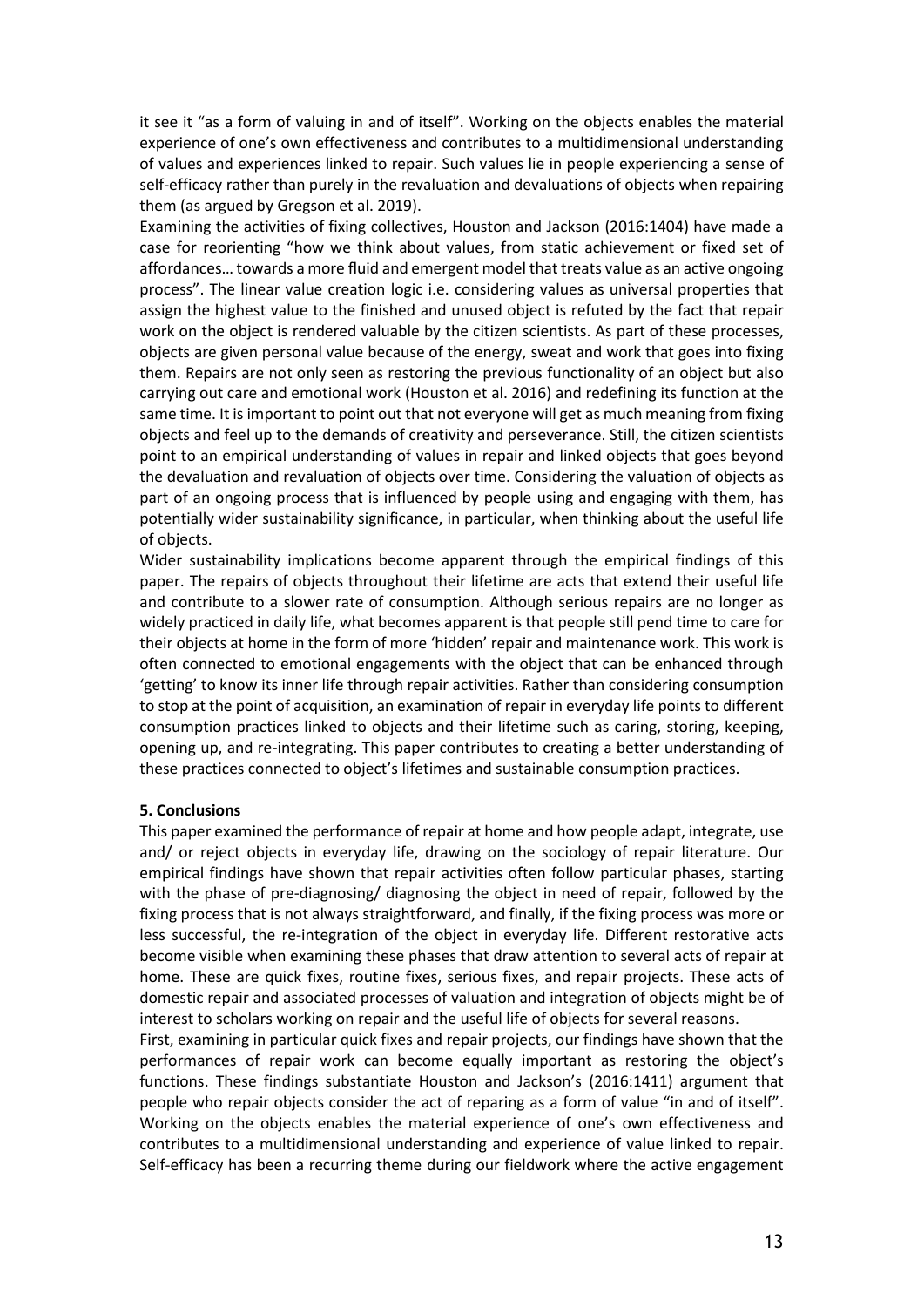it see it "as a form of valuing in and of itself". Working on the objects enables the material experience of one's own effectiveness and contributes to a multidimensional understanding of values and experiences linked to repair. Such values lie in people experiencing a sense of self-efficacy rather than purely in the revaluation and devaluations of objects when repairing them (as argued by Gregson et al. 2019).

Examining the activities of fixing collectives, Houston and Jackson (2016:1404) have made a case for reorienting "how we think about values, from static achievement or fixed set of affordances… towards a more fluid and emergent model that treats value as an active ongoing process". The linear value creation logic i.e. considering values as universal properties that assign the highest value to the finished and unused object is refuted by the fact that repair work on the object is rendered valuable by the citizen scientists. As part of these processes, objects are given personal value because of the energy, sweat and work that goes into fixing them. Repairs are not only seen as restoring the previous functionality of an object but also carrying out care and emotional work (Houston et al. 2016) and redefining its function at the same time. It is important to point out that not everyone will get as much meaning from fixing objects and feel up to the demands of creativity and perseverance. Still, the citizen scientists point to an empirical understanding of values in repair and linked objects that goes beyond the devaluation and revaluation of objects over time. Considering the valuation of objects as part of an ongoing process that is influenced by people using and engaging with them, has potentially wider sustainability significance, in particular, when thinking about the useful life of objects.

Wider sustainability implications become apparent through the empirical findings of this paper. The repairs of objects throughout their lifetime are acts that extend their useful life and contribute to a slower rate of consumption. Although serious repairs are no longer as widely practiced in daily life, what becomes apparent is that people still pend time to care for their objects at home in the form of more 'hidden' repair and maintenance work. This work is often connected to emotional engagements with the object that can be enhanced through 'getting' to know its inner life through repair activities. Rather than considering consumption to stop at the point of acquisition, an examination of repair in everyday life points to different consumption practices linked to objects and their lifetime such as caring, storing, keeping, opening up, and re-integrating. This paper contributes to creating a better understanding of these practices connected to object's lifetimes and sustainable consumption practices.

## 5. Conclusions

This paper examined the performance of repair at home and how people adapt, integrate, use and/ or reject objects in everyday life, drawing on the sociology of repair literature. Our empirical findings have shown that repair activities often follow particular phases, starting with the phase of pre-diagnosing/ diagnosing the object in need of repair, followed by the fixing process that is not always straightforward, and finally, if the fixing process was more or less successful, the re-integration of the object in everyday life. Different restorative acts become visible when examining these phases that draw attention to several acts of repair at home. These are quick fixes, routine fixes, serious fixes, and repair projects. These acts of domestic repair and associated processes of valuation and integration of objects might be of interest to scholars working on repair and the useful life of objects for several reasons.

First, examining in particular quick fixes and repair projects, our findings have shown that the performances of repair work can become equally important as restoring the object's functions. These findings substantiate Houston and Jackson's (2016:1411) argument that people who repair objects consider the act of reparing as a form of value "in and of itself". Working on the objects enables the material experience of one's own effectiveness and contributes to a multidimensional understanding and experience of value linked to repair. Self-efficacy has been a recurring theme during our fieldwork where the active engagement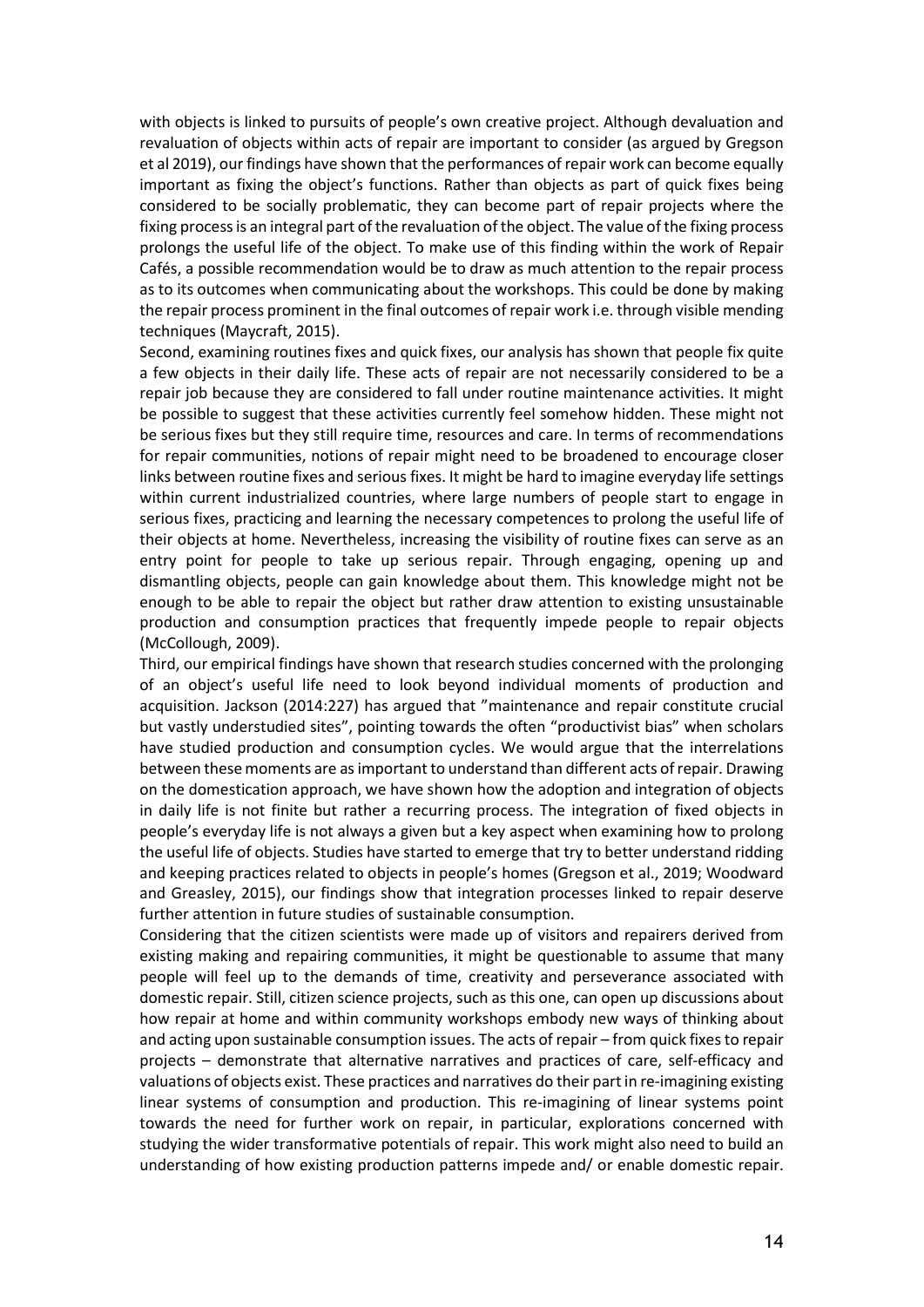with objects is linked to pursuits of people's own creative project. Although devaluation and revaluation of objects within acts of repair are important to consider (as argued by Gregson et al 2019), our findings have shown that the performances of repair work can become equally important as fixing the object's functions. Rather than objects as part of quick fixes being considered to be socially problematic, they can become part of repair projects where the fixing process is an integral part of the revaluation of the object. The value of the fixing process prolongs the useful life of the object. To make use of this finding within the work of Repair Cafés, a possible recommendation would be to draw as much attention to the repair process as to its outcomes when communicating about the workshops. This could be done by making the repair process prominent in the final outcomes of repair work i.e. through visible mending techniques (Maycraft, 2015).

Second, examining routines fixes and quick fixes, our analysis has shown that people fix quite a few objects in their daily life. These acts of repair are not necessarily considered to be a repair job because they are considered to fall under routine maintenance activities. It might be possible to suggest that these activities currently feel somehow hidden. These might not be serious fixes but they still require time, resources and care. In terms of recommendations for repair communities, notions of repair might need to be broadened to encourage closer links between routine fixes and serious fixes. It might be hard to imagine everyday life settings within current industrialized countries, where large numbers of people start to engage in serious fixes, practicing and learning the necessary competences to prolong the useful life of their objects at home. Nevertheless, increasing the visibility of routine fixes can serve as an entry point for people to take up serious repair. Through engaging, opening up and dismantling objects, people can gain knowledge about them. This knowledge might not be enough to be able to repair the object but rather draw attention to existing unsustainable production and consumption practices that frequently impede people to repair objects (McCollough, 2009).

Third, our empirical findings have shown that research studies concerned with the prolonging of an object's useful life need to look beyond individual moments of production and acquisition. Jackson (2014:227) has argued that "maintenance and repair constitute crucial but vastly understudied sites", pointing towards the often "productivist bias" when scholars have studied production and consumption cycles. We would argue that the interrelations between these moments are as important to understand than different acts of repair. Drawing on the domestication approach, we have shown how the adoption and integration of objects in daily life is not finite but rather a recurring process. The integration of fixed objects in people's everyday life is not always a given but a key aspect when examining how to prolong the useful life of objects. Studies have started to emerge that try to better understand ridding and keeping practices related to objects in people's homes (Gregson et al., 2019; Woodward and Greasley, 2015), our findings show that integration processes linked to repair deserve further attention in future studies of sustainable consumption.

Considering that the citizen scientists were made up of visitors and repairers derived from existing making and repairing communities, it might be questionable to assume that many people will feel up to the demands of time, creativity and perseverance associated with domestic repair. Still, citizen science projects, such as this one, can open up discussions about how repair at home and within community workshops embody new ways of thinking about and acting upon sustainable consumption issues. The acts of repair – from quick fixes to repair projects – demonstrate that alternative narratives and practices of care, self-efficacy and valuations of objects exist. These practices and narratives do their part in re-imagining existing linear systems of consumption and production. This re-imagining of linear systems point towards the need for further work on repair, in particular, explorations concerned with studying the wider transformative potentials of repair. This work might also need to build an understanding of how existing production patterns impede and/ or enable domestic repair.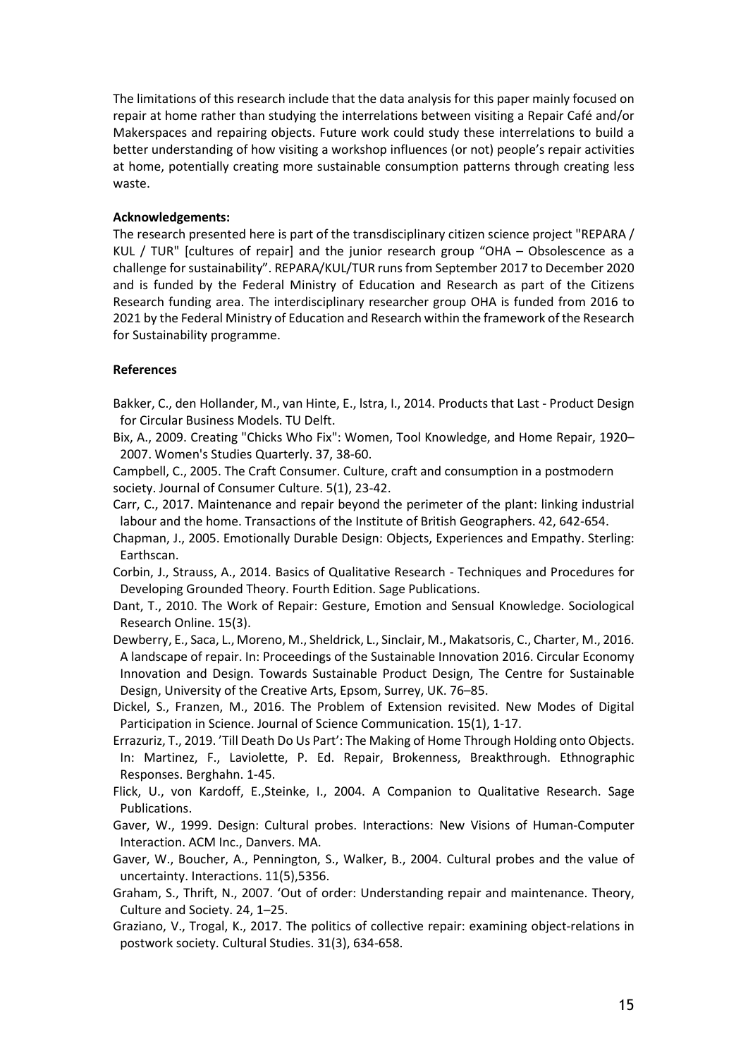The limitations of this research include that the data analysis for this paper mainly focused on repair at home rather than studying the interrelations between visiting a Repair Café and/or Makerspaces and repairing objects. Future work could study these interrelations to build a better understanding of how visiting a workshop influences (or not) people's repair activities at home, potentially creating more sustainable consumption patterns through creating less waste.

**Acknowledgements:**

The research presented here is part of the transdisciplinary citizen science project "REPARA / KUL / TUR" [cultures of repair] and the junior research group "OHA – Obsolescence as a challenge for sustainability". REPARA/KUL/TUR runs from September 2017 to December 2020 and is funded by the Federal Ministry of Education and Research as part of the Citizens Research funding area. The interdisciplinary researcher group OHA is funded from 2016 to 2021 by the Federal Ministry of Education and Research within the framework of the Research for Sustainability programme.

**References**

Bakker, C., den Hollander, M., van Hinte, E., lstra, I., 2014. Products that Last - Product Design for Circular Business Models. TU Delft.

Bix, A., 2009. Creating "Chicks Who Fix": Women, Tool Knowledge, and Home Repair, 1920–2007. Women's Studies Quarterly. 37, 38-60.

Campbell, C., 2005. The Craft Consumer. Culture, craft and consumption in a postmodern society. Journal of Consumer Culture. 5(1), 23-42.

Carr, C., 2017. Maintenance and repair beyond the perimeter of the plant: linking industrial labour and the home. Transactions of the Institute of British Geographers. 42, 642-654.

Chapman, J., 2005. Emotionally Durable Design: Objects, Experiences and Empathy. Sterling: Earthscan.

Corbin, J., Strauss, A., 2014. Basics of Qualitative Research - Techniques and Procedures for Developing Grounded Theory. Fourth Edition. Sage Publications.

Dant, T., 2010. The Work of Repair: Gesture, Emotion and Sensual Knowledge. Sociological Research Online. 15(3).

Dewberry, E., Saca, L., Moreno, M., Sheldrick, L., Sinclair, M., Makatsoris, C., Charter, M., 2016. A landscape of repair. In: Proceedings of the Sustainable Innovation 2016. Circular Economy Innovation and Design. Towards Sustainable Product Design, The Centre for Sustainable Design, University of the Creative Arts, Epsom, Surrey, UK. 76–85.

Dickel, S., Franzen, M., 2016. The Problem of Extension revisited. New Modes of Digital Participation in Science. Journal of Science Communication. 15(1), 1-17.

Errazuriz, T., 2019. 'Till Death Do Us Part': The Making of Home Through Holding onto Objects. In: Martinez, F., Laviolette, P. Ed. Repair, Brokenness, Breakthrough. Ethnographic Responses. Berghahn. 1-45.

Flick, U., von Kardoff, E.,Steinke, I., 2004. A Companion to Qualitative Research. Sage Publications.

Gaver, W., 1999. Design: Cultural probes. Interactions: New Visions of Human-Computer Interaction. ACM Inc., Danvers. MA.

Gaver, W., Boucher, A., Pennington, S., Walker, B., 2004. Cultural probes and the value of uncertainty. Interactions. 11(5),5356.

Graham, S., Thrift, N., 2007. 'Out of order: Understanding repair and maintenance. Theory, Culture and Society. 24, 1–25.

Graziano, V., Trogal, K., 2017. The politics of collective repair: examining object-relations in postwork society. Cultural Studies. 31(3), 634-658.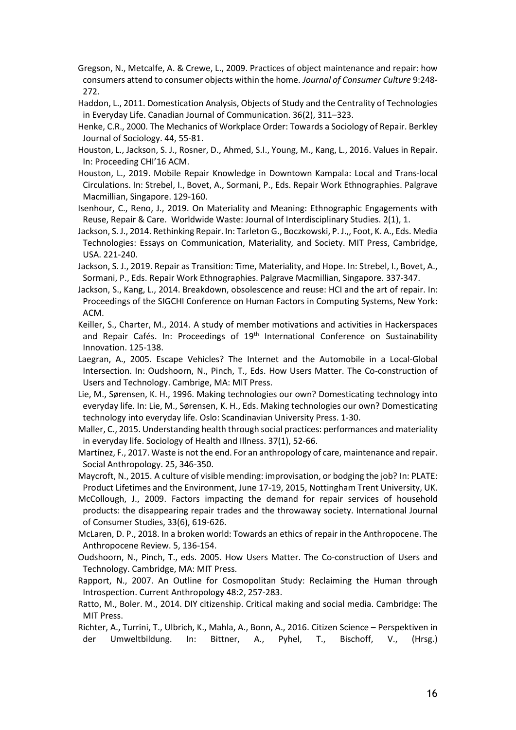Gregson, N., Metcalfe, A. & Crewe, L., 2009. Practices of object maintenance and repair: how consumers attend to consumer objects within the home. *Journal of Consumer Culture* 9:248-272.

Haddon, L., 2011. Domestication Analysis, Objects of Study and the Centrality of Technologies in Everyday Life. Canadian Journal of Communication. 36(2), 311–323.

Henke, C.R., 2000. The Mechanics of Workplace Order: Towards a Sociology of Repair. Berkley Journal of Sociology. 44, 55-81.

Houston, L., Jackson, S. J., Rosner, D., Ahmed, S.I., Young, M., Kang, L., 2016. Values in Repair. In: Proceeding CHI'16 ACM.

Houston, L., 2019. Mobile Repair Knowledge in Downtown Kampala: Local and Trans-local Circulations. In: Strebel, I., Bovet, A., Sormani, P., Eds. Repair Work Ethnographies. Palgrave Macmillian, Singapore. 129-160.

Isenhour, C., Reno, J., 2019. On Materiality and Meaning: Ethnographic Engagements with Reuse, Repair & Care. Worldwide Waste: Journal of Interdisciplinary Studies. 2(1), 1.

Jackson, S. J., 2014. Rethinking Repair. In: Tarleton G., Boczkowski, P. J.,, Foot, K. A., Eds. Media Technologies: Essays on Communication, Materiality, and Society. MIT Press, Cambridge, USA. 221-240.

Jackson, S. J., 2019. Repair as Transition: Time, Materiality, and Hope. In: Strebel, I., Bovet, A., Sormani, P., Eds. Repair Work Ethnographies. Palgrave Macmillian, Singapore. 337-347.

Jackson, S., Kang, L., 2014. Breakdown, obsolescence and reuse: HCI and the art of repair. In: Proceedings of the SIGCHI Conference on Human Factors in Computing Systems, New York: ACM.

Keiller, S., Charter, M., 2014. A study of member motivations and activities in Hackerspaces and Repair Cafés. In: Proceedings of 19th International Conference on Sustainability Innovation. 125-138.

Laegran, A., 2005. Escape Vehicles? The Internet and the Automobile in a Local-Global Intersection. In: Oudshoorn, N., Pinch, T., Eds. How Users Matter. The Co-construction of Users and Technology. Cambrige, MA: MIT Press.

Lie, M., Sørensen, K. H., 1996. Making technologies our own? Domesticating technology into everyday life. In: Lie, M., Sørensen, K. H., Eds. Making technologies our own? Domesticating technology into everyday life. Oslo: Scandinavian University Press. 1-30.

Maller, C., 2015. Understanding health through social practices: performances and materiality in everyday life. Sociology of Health and Illness. 37(1), 52-66.

Martínez, F., 2017. Waste is not the end. For an anthropology of care, maintenance and repair. Social Anthropology. 25, 346-350.

Maycroft, N., 2015. A culture of visible mending: improvisation, or bodging the job? In: PLATE: Product Lifetimes and the Environment, June 17-19, 2015, Nottingham Trent University, UK.

McCollough, J., 2009. Factors impacting the demand for repair services of household products: the disappearing repair trades and the throwaway society. International Journal of Consumer Studies, 33(6), 619-626.

McLaren, D. P., 2018. In a broken world: Towards an ethics of repair in the Anthropocene. The Anthropocene Review. 5, 136-154.

Oudshoorn, N., Pinch, T., eds. 2005. How Users Matter. The Co-construction of Users and Technology. Cambridge, MA: MIT Press.

Rapport, N., 2007. An Outline for Cosmopolitan Study: Reclaiming the Human through Introspection. Current Anthropology 48:2, 257-283.

Ratto, M., Boler. M., 2014. DIY citizenship. Critical making and social media. Cambridge: The MIT Press.

Richter, A., Turrini, T., Ulbrich, K., Mahla, A., Bonn, A., 2016. Citizen Science – Perspektiven in der Umweltbildung. In: Bittner, A., Pyhel, T., Bischoff, V., (Hrsg.)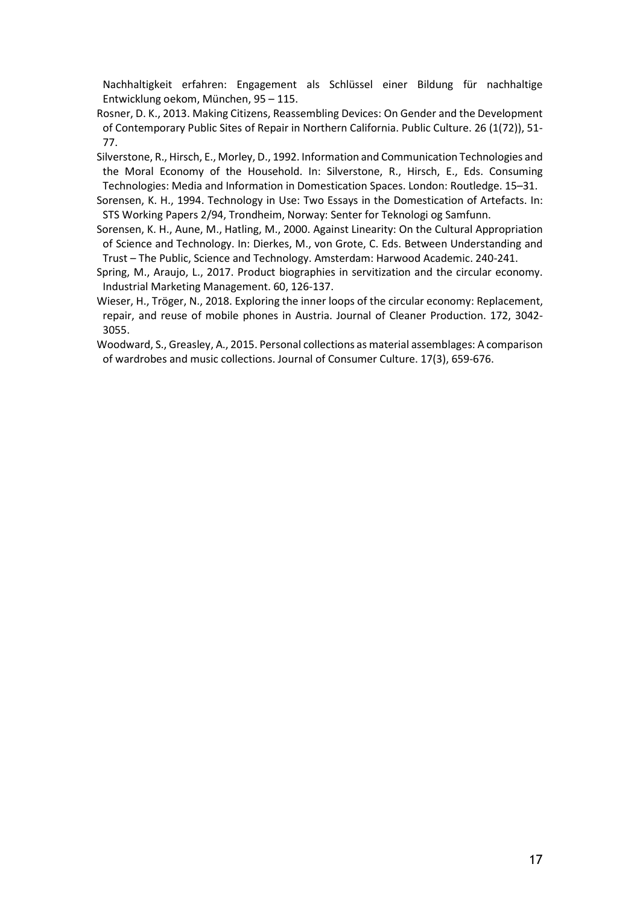Nachhaltigkeit erfahren: Engagement als Schlüssel einer Bildung für nachhaltige Entwicklung oekom, München, 95 – 115.

Rosner, D. K., 2013. Making Citizens, Reassembling Devices: On Gender and the Development of Contemporary Public Sites of Repair in Northern California. Public Culture. 26 (1(72)), 51-77.

Silverstone, R., Hirsch, E., Morley, D., 1992. Information and Communication Technologies and the Moral Economy of the Household. In: Silverstone, R., Hirsch, E., Eds. Consuming Technologies: Media and Information in Domestication Spaces. London: Routledge. 15–31.

Sorensen, K. H., 1994. Technology in Use: Two Essays in the Domestication of Artefacts. In: STS Working Papers 2/94, Trondheim, Norway: Senter for Teknologi og Samfunn.

Sorensen, K. H., Aune, M., Hatling, M., 2000. Against Linearity: On the Cultural Appropriation of Science and Technology. In: Dierkes, M., von Grote, C. Eds. Between Understanding and Trust – The Public, Science and Technology. Amsterdam: Harwood Academic. 240-241.

Spring, M., Araujo, L., 2017. Product biographies in servitization and the circular economy. Industrial Marketing Management. 60, 126-137.

Wieser, H., Tröger, N., 2018. Exploring the inner loops of the circular economy: Replacement, repair, and reuse of mobile phones in Austria. Journal of Cleaner Production. 172, 3042-3055.

Woodward, S., Greasley, A., 2015. Personal collections as material assemblages: A comparison of wardrobes and music collections. Journal of Consumer Culture. 17(3), 659-676.